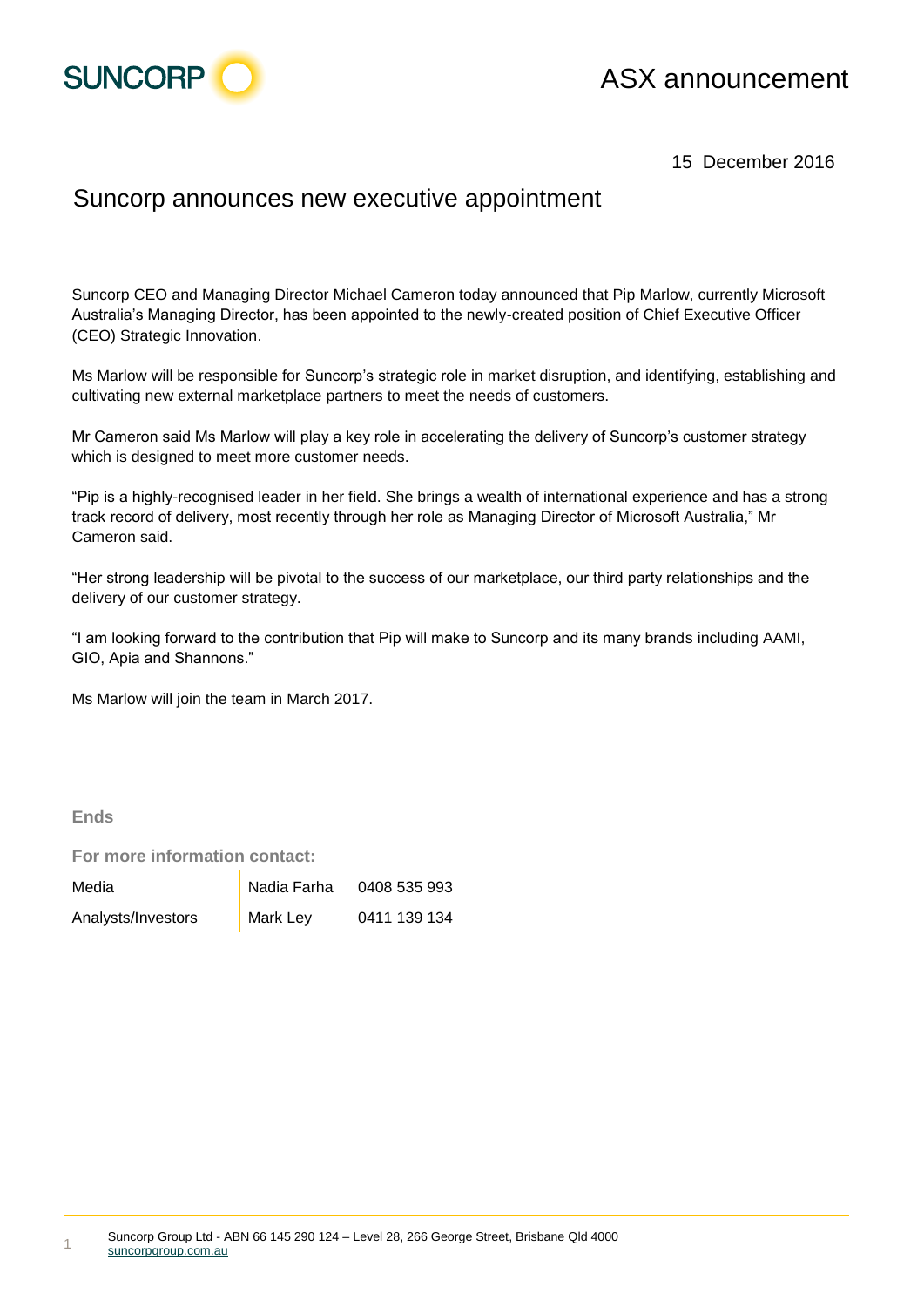SUNCORP

# ASX announcement

15 December 2016

## Suncorp announces new executive appointment

Suncorp CEO and Managing Director Michael Cameron today announced that Pip Marlow, currently Microsoft Australia's Managing Director, has been appointed to the newly-created position of Chief Executive Officer (CEO) Strategic Innovation.

Ms Marlow will be responsible for Suncorp's strategic role in market disruption, and identifying, establishing and cultivating new external marketplace partners to meet the needs of customers.

Mr Cameron said Ms Marlow will play a key role in accelerating the delivery of Suncorp's customer strategy which is designed to meet more customer needs.

"Pip is a highly-recognised leader in her field. She brings a wealth of international experience and has a strong track record of delivery, most recently through her role as Managing Director of Microsoft Australia," Mr Cameron said.

"Her strong leadership will be pivotal to the success of our marketplace, our third party relationships and the delivery of our customer strategy.

"I am looking forward to the contribution that Pip will make to Suncorp and its many brands including AAMI, GIO, Apia and Shannons."

Ms Marlow will join the team in March 2017.

**Ends**

**For more information contact:**

| | | |
|---|---|---|
| Media | Nadia Farha | 0408 535 993 |
| Analysts/Investors | Mark Ley | 0411 139 134 |

Suncorp Group Ltd - ABN 66 145 290 124 – Level 28, 266 George Street, Brisbane Qld 4000
suncorpgroup.com.au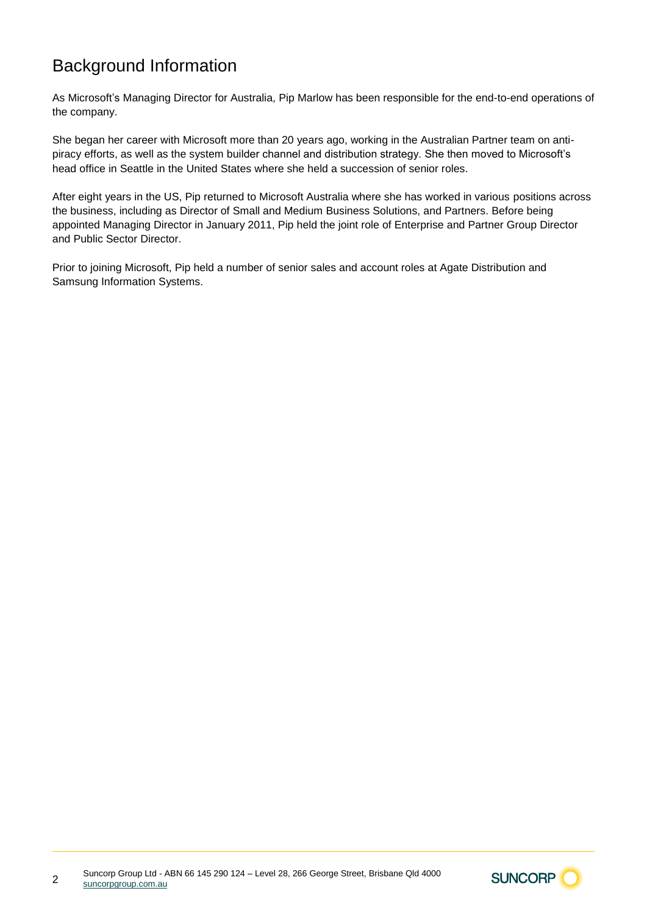# Background Information

As Microsoft's Managing Director for Australia, Pip Marlow has been responsible for the end-to-end operations of the company.

She began her career with Microsoft more than 20 years ago, working in the Australian Partner team on anti-piracy efforts, as well as the system builder channel and distribution strategy. She then moved to Microsoft's head office in Seattle in the United States where she held a succession of senior roles.

After eight years in the US, Pip returned to Microsoft Australia where she has worked in various positions across the business, including as Director of Small and Medium Business Solutions, and Partners. Before being appointed Managing Director in January 2011, Pip held the joint role of Enterprise and Partner Group Director and Public Sector Director.

Prior to joining Microsoft, Pip held a number of senior sales and account roles at Agate Distribution and Samsung Information Systems.